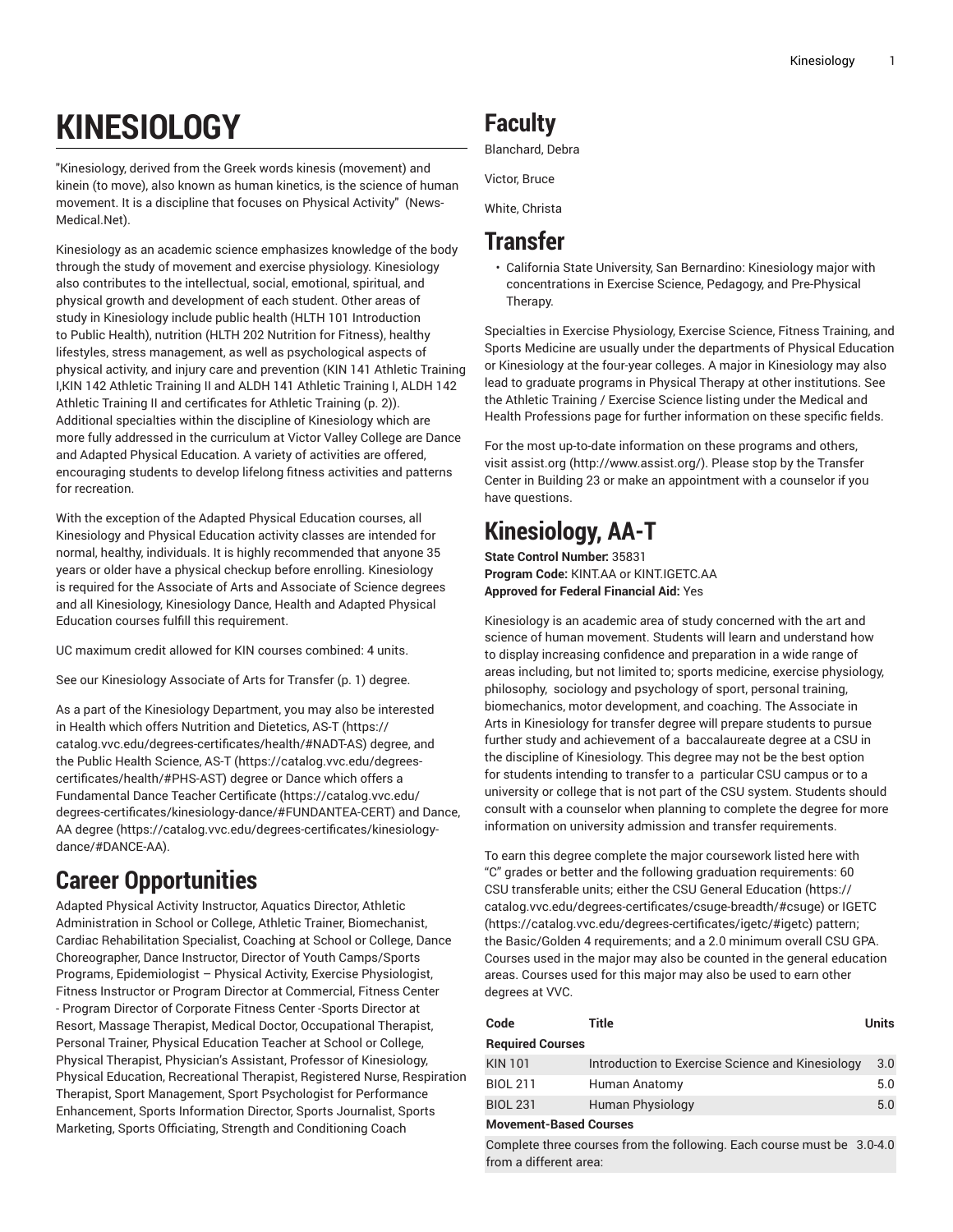# KINESIOLOGY

"Kinesiology, derived from the Greek words kinesis (movement) and kinein (to move), also known as human kinetics, is the science of human movement. It is a discipline that focuses on Physical Activity" (News-Medical.Net).

Kinesiology as an academic science emphasizes knowledge of the body through the study of movement and exercise physiology. Kinesiology also contributes to the intellectual, social, emotional, spiritual, and physical growth and development of each student. Other areas of study in Kinesiology include public health (HLTH 101 Introduction to Public Health), nutrition (HLTH 202 Nutrition for Fitness), healthy lifestyles, stress management, as well as psychological aspects of physical activity, and injury care and prevention (KIN 141 Athletic Training I,KIN 142 Athletic Training II and ALDH 141 Athletic Training I, ALDH 142 Athletic Training II and certificates for Athletic Training (p. 2)). Additional specialties within the discipline of Kinesiology which are more fully addressed in the curriculum at Victor Valley College are Dance and Adapted Physical Education. A variety of activities are offered, encouraging students to develop lifelong fitness activities and patterns for recreation.

With the exception of the Adapted Physical Education courses, all Kinesiology and Physical Education activity classes are intended for normal, healthy, individuals. It is highly recommended that anyone 35 years or older have a physical checkup before enrolling. Kinesiology is required for the Associate of Arts and Associate of Science degrees and all Kinesiology, Kinesiology Dance, Health and Adapted Physical Education courses fulfill this requirement.

UC maximum credit allowed for KIN courses combined: 4 units.

See our Kinesiology Associate of Arts for Transfer (p. 1) degree.

As a part of the Kinesiology Department, you may also be interested in Health which offers Nutrition and Dietetics, AS-T (https://catalog.vvc.edu/degrees-certificates/health/#NADT-AS) degree, and the Public Health Science, AS-T (https://catalog.vvc.edu/degrees-certificates/health/#PHS-AST) degree or Dance which offers a Fundamental Dance Teacher Certificate (https://catalog.vvc.edu/degrees-certificates/kinesiology-dance/#FUNDANTEA-CERT) and Dance, AA degree (https://catalog.vvc.edu/degrees-certificates/kinesiology-dance/#DANCE-AA).

## Career Opportunities

Adapted Physical Activity Instructor, Aquatics Director, Athletic Administration in School or College, Athletic Trainer, Biomechanist, Cardiac Rehabilitation Specialist, Coaching at School or College, Dance Choreographer, Dance Instructor, Director of Youth Camps/Sports Programs, Epidemiologist – Physical Activity, Exercise Physiologist, Fitness Instructor or Program Director at Commercial, Fitness Center - Program Director of Corporate Fitness Center -Sports Director at Resort, Massage Therapist, Medical Doctor, Occupational Therapist, Personal Trainer, Physical Education Teacher at School or College, Physical Therapist, Physician's Assistant, Professor of Kinesiology, Physical Education, Recreational Therapist, Registered Nurse, Respiration Therapist, Sport Management, Sport Psychologist for Performance Enhancement, Sports Information Director, Sports Journalist, Sports Marketing, Sports Officiating, Strength and Conditioning Coach

## Faculty

Blanchard, Debra

Victor, Bruce

White, Christa

## Transfer

- California State University, San Bernardino: Kinesiology major with concentrations in Exercise Science, Pedagogy, and Pre-Physical Therapy.

Specialties in Exercise Physiology, Exercise Science, Fitness Training, and Sports Medicine are usually under the departments of Physical Education or Kinesiology at the four-year colleges. A major in Kinesiology may also lead to graduate programs in Physical Therapy at other institutions. See the Athletic Training / Exercise Science listing under the Medical and Health Professions page for further information on these specific fields.

For the most up-to-date information on these programs and others, visit assist.org (http://www.assist.org/). Please stop by the Transfer Center in Building 23 or make an appointment with a counselor if you have questions.

## Kinesiology, AA-T

**State Control Number:** 35831
**Program Code:** KINT.AA or KINT.IGETC.AA
**Approved for Federal Financial Aid:** Yes

Kinesiology is an academic area of study concerned with the art and science of human movement. Students will learn and understand how to display increasing confidence and preparation in a wide range of areas including, but not limited to; sports medicine, exercise physiology, philosophy, sociology and psychology of sport, personal training, biomechanics, motor development, and coaching. The Associate in Arts in Kinesiology for transfer degree will prepare students to pursue further study and achievement of a baccalaureate degree at a CSU in the discipline of Kinesiology. This degree may not be the best option for students intending to transfer to a particular CSU campus or to a university or college that is not part of the CSU system. Students should consult with a counselor when planning to complete the degree for more information on university admission and transfer requirements.

To earn this degree complete the major coursework listed here with "C" grades or better and the following graduation requirements: 60 CSU transferable units; either the CSU General Education (https://catalog.vvc.edu/degrees-certificates/csuge-breadth/#csuge) or IGETC (https://catalog.vvc.edu/degrees-certificates/igetc/#igetc) pattern; the Basic/Golden 4 requirements; and a 2.0 minimum overall CSU GPA. Courses used in the major may also be counted in the general education areas. Courses used for this major may also be used to earn other degrees at VVC.

| Code | Title | Units |
|---|---|---|
| **Required Courses** | | |
| KIN 101 | Introduction to Exercise Science and Kinesiology | 3.0 |
| BIOL 211 | Human Anatomy | 5.0 |
| BIOL 231 | Human Physiology | 5.0 |
| **Movement-Based Courses** | | |
| Complete three courses from the following. Each course must be from a different area: | | 3.0-4.0 |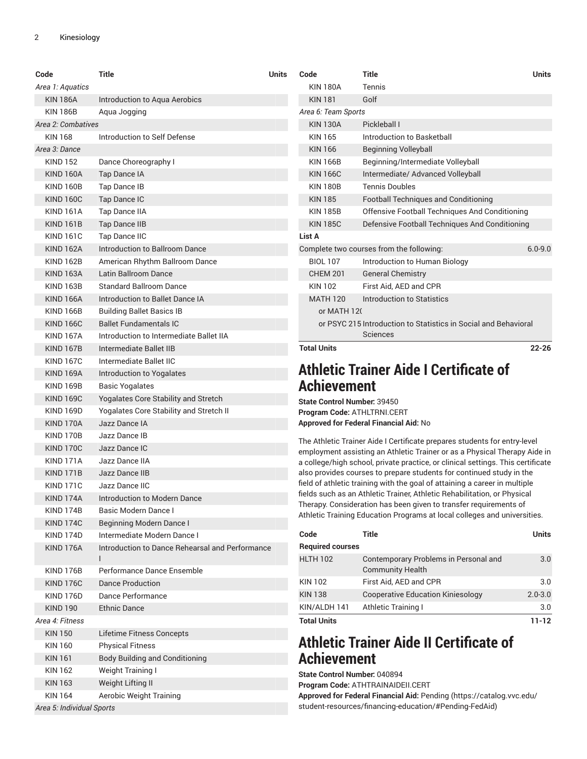| Code | Title | Units |
| --- | --- | --- |
| *Area 1: Aquatics* | | |
| KIN 186A | Introduction to Aqua Aerobics | |
| KIN 186B | Aqua Jogging | |
| *Area 2: Combatives* | | |
| KIN 168 | Introduction to Self Defense | |
| *Area 3: Dance* | | |
| KIND 152 | Dance Choreography I | |
| KIND 160A | Tap Dance IA | |
| KIND 160B | Tap Dance IB | |
| KIND 160C | Tap Dance IC | |
| KIND 161A | Tap Dance IIA | |
| KIND 161B | Tap Dance IIB | |
| KIND 161C | Tap Dance IIC | |
| KIND 162A | Introduction to Ballroom Dance | |
| KIND 162B | American Rhythm Ballroom Dance | |
| KIND 163A | Latin Ballroom Dance | |
| KIND 163B | Standard Ballroom Dance | |
| KIND 166A | Introduction to Ballet Dance IA | |
| KIND 166B | Building Ballet Basics IB | |
| KIND 166C | Ballet Fundamentals IC | |
| KIND 167A | Introduction to Intermediate Ballet IIA | |
| KIND 167B | Intermediate Ballet IIB | |
| KIND 167C | Intermediate Ballet IIC | |
| KIND 169A | Introduction to Yogalates | |
| KIND 169B | Basic Yogalates | |
| KIND 169C | Yogalates Core Stability and Stretch | |
| KIND 169D | Yogalates Core Stability and Stretch II | |
| KIND 170A | Jazz Dance IA | |
| KIND 170B | Jazz Dance IB | |
| KIND 170C | Jazz Dance IC | |
| KIND 171A | Jazz Dance IIA | |
| KIND 171B | Jazz Dance IIB | |
| KIND 171C | Jazz Dance IIC | |
| KIND 174A | Introduction to Modern Dance | |
| KIND 174B | Basic Modern Dance I | |
| KIND 174C | Beginning Modern Dance I | |
| KIND 174D | Intermediate Modern Dance I | |
| KIND 176A | Introduction to Dance Rehearsal and Performance I | |
| KIND 176B | Performance Dance Ensemble | |
| KIND 176C | Dance Production | |
| KIND 176D | Dance Performance | |
| KIND 190 | Ethnic Dance | |
| *Area 4: Fitness* | | |
| KIN 150 | Lifetime Fitness Concepts | |
| KIN 160 | Physical Fitness | |
| KIN 161 | Body Building and Conditioning | |
| KIN 162 | Weight Training I | |
| KIN 163 | Weight Lifting II | |
| KIN 164 | Aerobic Weight Training | |
| *Area 5: Individual Sports* | | |
| KIN 180A | Tennis | |
| KIN 181 | Golf | |
| *Area 6: Team Sports* | | |
| KIN 130A | Pickleball I | |
| KIN 165 | Introduction to Basketball | |
| KIN 166 | Beginning Volleyball | |
| KIN 166B | Beginning/Intermediate Volleyball | |
| KIN 166C | Intermediate/ Advanced Volleyball | |
| KIN 180B | Tennis Doubles | |
| KIN 185 | Football Techniques and Conditioning | |
| KIN 185B | Offensive Football Techniques And Conditioning | |
| KIN 185C | Defensive Football Techniques And Conditioning | |
| **List A** | | |
| Complete two courses from the following: | | 6.0-9.0 |
| BIOL 107 | Introduction to Human Biology | |
| CHEM 201 | General Chemistry | |
| KIN 102 | First Aid, AED and CPR | |
| MATH 120 | Introduction to Statistics | |
| or MATH 12( | | |
| or PSYC 215 | Introduction to Statistics in Social and Behavioral Sciences | |
| **Total Units** | | **22-26** |

## Athletic Trainer Aide I Certificate of Achievement

**State Control Number:** 39450
**Program Code:** ATHLTRNI.CERT
**Approved for Federal Financial Aid:** No

The Athletic Trainer Aide I Certificate prepares students for entry-level employment assisting an Athletic Trainer or as a Physical Therapy Aide in a college/high school, private practice, or clinical settings. This certificate also provides courses to prepare students for continued study in the field of athletic training with the goal of attaining a career in multiple fields such as an Athletic Trainer, Athletic Rehabilitation, or Physical Therapy. Consideration has been given to transfer requirements of Athletic Training Education Programs at local colleges and universities.

| Code | Title | Units |
| --- | --- | --- |
| **Required courses** | | |
| HLTH 102 | Contemporary Problems in Personal and Community Health | 3.0 |
| KIN 102 | First Aid, AED and CPR | 3.0 |
| KIN 138 | Cooperative Education Kiniesology | 2.0-3.0 |
| KIN/ALDH 141 | Athletic Training I | 3.0 |
| **Total Units** | | **11-12** |

## Athletic Trainer Aide II Certificate of Achievement

**State Control Number:** 040894
**Program Code:** ATHTRAINAIDEII.CERT
**Approved for Federal Financial Aid:** Pending (https://catalog.vvc.edu/student-resources/financing-education/#Pending-FedAid)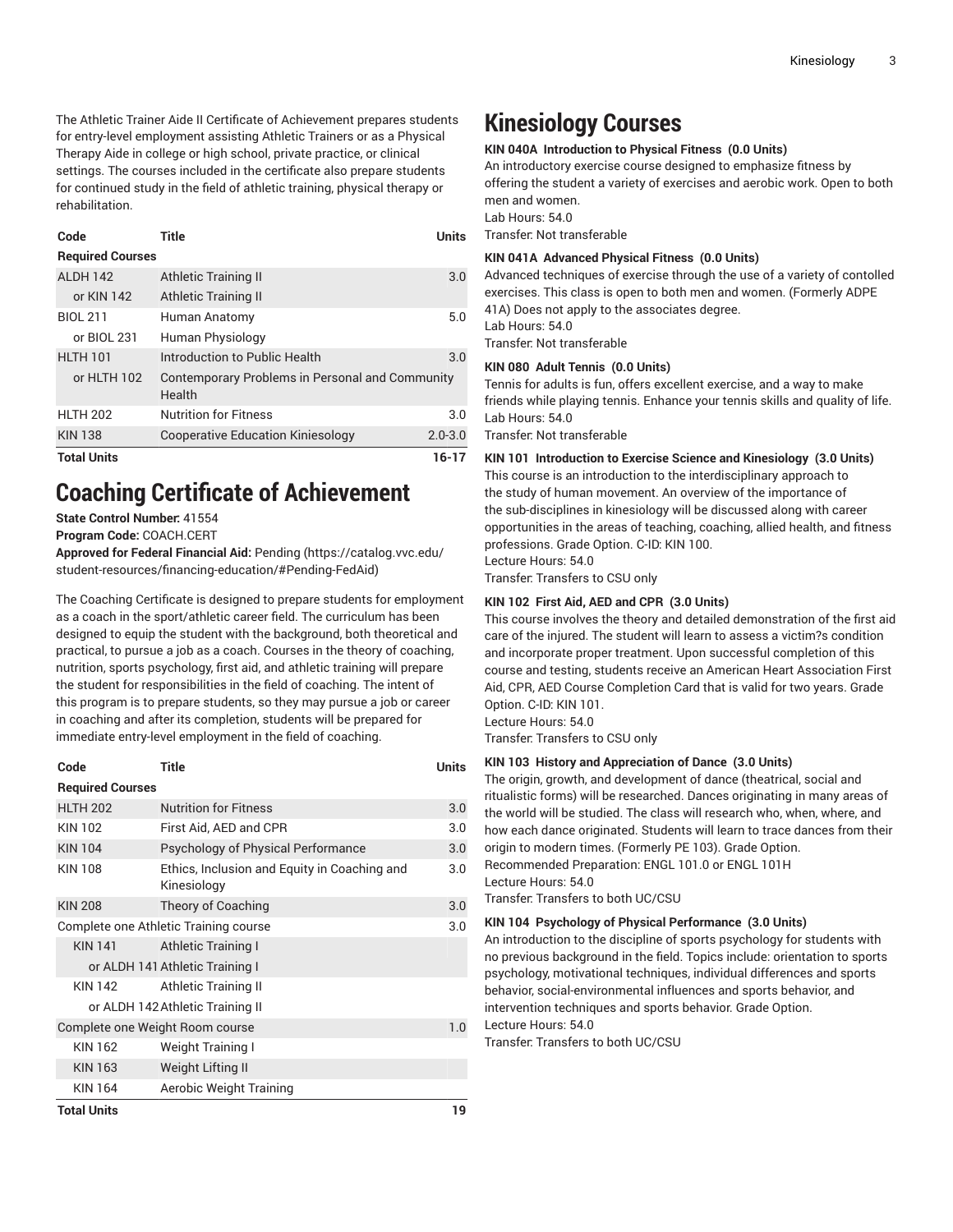The Athletic Trainer Aide II Certificate of Achievement prepares students for entry-level employment assisting Athletic Trainers or as a Physical Therapy Aide in college or high school, private practice, or clinical settings. The courses included in the certificate also prepare students for continued study in the field of athletic training, physical therapy or rehabilitation.

| Code | Title | Units |
|---|---|---|
| **Required Courses** | | |
| ALDH 142 | Athletic Training II | 3.0 |
| or KIN 142 | Athletic Training II | |
| BIOL 211 | Human Anatomy | 5.0 |
| or BIOL 231 | Human Physiology | |
| HLTH 101 | Introduction to Public Health | 3.0 |
| or HLTH 102 | Contemporary Problems in Personal and Community Health | |
| HLTH 202 | Nutrition for Fitness | 3.0 |
| KIN 138 | Cooperative Education Kiniesology | 2.0-3.0 |
| **Total Units** | | **16-17** |

# Coaching Certificate of Achievement

**State Control Number:** 41554

**Program Code:** COACH.CERT

**Approved for Federal Financial Aid:** Pending (https://catalog.vvc.edu/student-resources/financing-education/#Pending-FedAid)

The Coaching Certificate is designed to prepare students for employment as a coach in the sport/athletic career field. The curriculum has been designed to equip the student with the background, both theoretical and practical, to pursue a job as a coach. Courses in the theory of coaching, nutrition, sports psychology, first aid, and athletic training will prepare the student for responsibilities in the field of coaching. The intent of this program is to prepare students, so they may pursue a job or career in coaching and after its completion, students will be prepared for immediate entry-level employment in the field of coaching.

| Code | Title | Units |
|---|---|---|
| **Required Courses** | | |
| HLTH 202 | Nutrition for Fitness | 3.0 |
| KIN 102 | First Aid, AED and CPR | 3.0 |
| KIN 104 | Psychology of Physical Performance | 3.0 |
| KIN 108 | Ethics, Inclusion and Equity in Coaching and Kinesiology | 3.0 |
| KIN 208 | Theory of Coaching | 3.0 |
| Complete one Athletic Training course | | 3.0 |
| KIN 141 | Athletic Training I | |
| or ALDH 141 | Athletic Training I | |
| KIN 142 | Athletic Training II | |
| or ALDH 142 | Athletic Training II | |
| Complete one Weight Room course | | 1.0 |
| KIN 162 | Weight Training I | |
| KIN 163 | Weight Lifting II | |
| KIN 164 | Aerobic Weight Training | |
| **Total Units** | | **19** |

# Kinesiology Courses

**KIN 040A Introduction to Physical Fitness (0.0 Units)**

An introductory exercise course designed to emphasize fitness by offering the student a variety of exercises and aerobic work. Open to both men and women.
Lab Hours: 54.0
Transfer: Not transferable

**KIN 041A Advanced Physical Fitness (0.0 Units)**

Advanced techniques of exercise through the use of a variety of contolled exercises. This class is open to both men and women. (Formerly ADPE 41A) Does not apply to the associates degree.
Lab Hours: 54.0
Transfer: Not transferable

**KIN 080 Adult Tennis (0.0 Units)**

Tennis for adults is fun, offers excellent exercise, and a way to make friends while playing tennis. Enhance your tennis skills and quality of life.
Lab Hours: 54.0
Transfer: Not transferable

**KIN 101 Introduction to Exercise Science and Kinesiology (3.0 Units)**

This course is an introduction to the interdisciplinary approach to the study of human movement. An overview of the importance of the sub-disciplines in kinesiology will be discussed along with career opportunities in the areas of teaching, coaching, allied health, and fitness professions. Grade Option. C-ID: KIN 100.
Lecture Hours: 54.0
Transfer: Transfers to CSU only

**KIN 102 First Aid, AED and CPR (3.0 Units)**

This course involves the theory and detailed demonstration of the first aid care of the injured. The student will learn to assess a victim?s condition and incorporate proper treatment. Upon successful completion of this course and testing, students receive an American Heart Association First Aid, CPR, AED Course Completion Card that is valid for two years. Grade Option. C-ID: KIN 101.
Lecture Hours: 54.0
Transfer: Transfers to CSU only

**KIN 103 History and Appreciation of Dance (3.0 Units)**

The origin, growth, and development of dance (theatrical, social and ritualistic forms) will be researched. Dances originating in many areas of the world will be studied. The class will research who, when, where, and how each dance originated. Students will learn to trace dances from their origin to modern times. (Formerly PE 103). Grade Option.
Recommended Preparation: ENGL 101.0 or ENGL 101H
Lecture Hours: 54.0
Transfer: Transfers to both UC/CSU

**KIN 104 Psychology of Physical Performance (3.0 Units)**

An introduction to the discipline of sports psychology for students with no previous background in the field. Topics include: orientation to sports psychology, motivational techniques, individual differences and sports behavior, social-environmental influences and sports behavior, and intervention techniques and sports behavior. Grade Option.
Lecture Hours: 54.0
Transfer: Transfers to both UC/CSU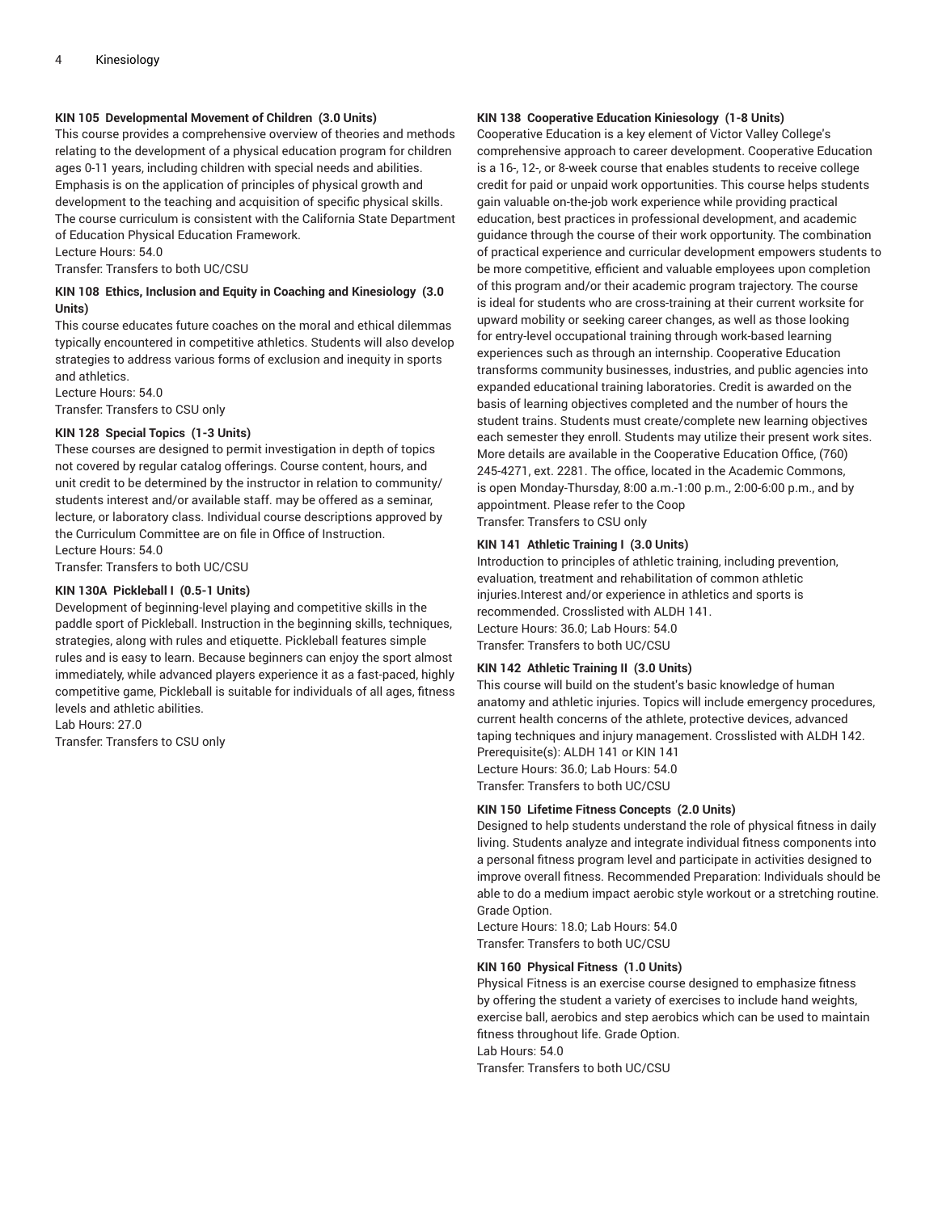**KIN 105 Developmental Movement of Children (3.0 Units)**

This course provides a comprehensive overview of theories and methods relating to the development of a physical education program for children ages 0-11 years, including children with special needs and abilities. Emphasis is on the application of principles of physical growth and development to the teaching and acquisition of specific physical skills. The course curriculum is consistent with the California State Department of Education Physical Education Framework.

Lecture Hours: 54.0

Transfer: Transfers to both UC/CSU

**KIN 108 Ethics, Inclusion and Equity in Coaching and Kinesiology (3.0 Units)**

This course educates future coaches on the moral and ethical dilemmas typically encountered in competitive athletics. Students will also develop strategies to address various forms of exclusion and inequity in sports and athletics.

Lecture Hours: 54.0

Transfer: Transfers to CSU only

**KIN 128 Special Topics (1-3 Units)**

These courses are designed to permit investigation in depth of topics not covered by regular catalog offerings. Course content, hours, and unit credit to be determined by the instructor in relation to community/ students interest and/or available staff. may be offered as a seminar, lecture, or laboratory class. Individual course descriptions approved by the Curriculum Committee are on file in Office of Instruction.

Lecture Hours: 54.0

Transfer: Transfers to both UC/CSU

**KIN 130A Pickleball I (0.5-1 Units)**

Development of beginning-level playing and competitive skills in the paddle sport of Pickleball. Instruction in the beginning skills, techniques, strategies, along with rules and etiquette. Pickleball features simple rules and is easy to learn. Because beginners can enjoy the sport almost immediately, while advanced players experience it as a fast-paced, highly competitive game, Pickleball is suitable for individuals of all ages, fitness levels and athletic abilities.

Lab Hours: 27.0

Transfer: Transfers to CSU only

**KIN 138 Cooperative Education Kiniesology (1-8 Units)**

Cooperative Education is a key element of Victor Valley College's comprehensive approach to career development. Cooperative Education is a 16-, 12-, or 8-week course that enables students to receive college credit for paid or unpaid work opportunities. This course helps students gain valuable on-the-job work experience while providing practical education, best practices in professional development, and academic guidance through the course of their work opportunity. The combination of practical experience and curricular development empowers students to be more competitive, efficient and valuable employees upon completion of this program and/or their academic program trajectory. The course is ideal for students who are cross-training at their current worksite for upward mobility or seeking career changes, as well as those looking for entry-level occupational training through work-based learning experiences such as through an internship. Cooperative Education transforms community businesses, industries, and public agencies into expanded educational training laboratories. Credit is awarded on the basis of learning objectives completed and the number of hours the student trains. Students must create/complete new learning objectives each semester they enroll. Students may utilize their present work sites. More details are available in the Cooperative Education Office, (760) 245-4271, ext. 2281. The office, located in the Academic Commons, is open Monday-Thursday, 8:00 a.m.-1:00 p.m., 2:00-6:00 p.m., and by appointment. Please refer to the Coop

Transfer: Transfers to CSU only

**KIN 141 Athletic Training I (3.0 Units)**

Introduction to principles of athletic training, including prevention, evaluation, treatment and rehabilitation of common athletic injuries.Interest and/or experience in athletics and sports is recommended. Crosslisted with ALDH 141.

Lecture Hours: 36.0; Lab Hours: 54.0

Transfer: Transfers to both UC/CSU

**KIN 142 Athletic Training II (3.0 Units)**

This course will build on the student's basic knowledge of human anatomy and athletic injuries. Topics will include emergency procedures, current health concerns of the athlete, protective devices, advanced taping techniques and injury management. Crosslisted with ALDH 142.

Prerequisite(s): ALDH 141 or KIN 141

Lecture Hours: 36.0; Lab Hours: 54.0

Transfer: Transfers to both UC/CSU

**KIN 150 Lifetime Fitness Concepts (2.0 Units)**

Designed to help students understand the role of physical fitness in daily living. Students analyze and integrate individual fitness components into a personal fitness program level and participate in activities designed to improve overall fitness. Recommended Preparation: Individuals should be able to do a medium impact aerobic style workout or a stretching routine. Grade Option.

Lecture Hours: 18.0; Lab Hours: 54.0

Transfer: Transfers to both UC/CSU

**KIN 160 Physical Fitness (1.0 Units)**

Physical Fitness is an exercise course designed to emphasize fitness by offering the student a variety of exercises to include hand weights, exercise ball, aerobics and step aerobics which can be used to maintain fitness throughout life. Grade Option.

Lab Hours: 54.0

Transfer: Transfers to both UC/CSU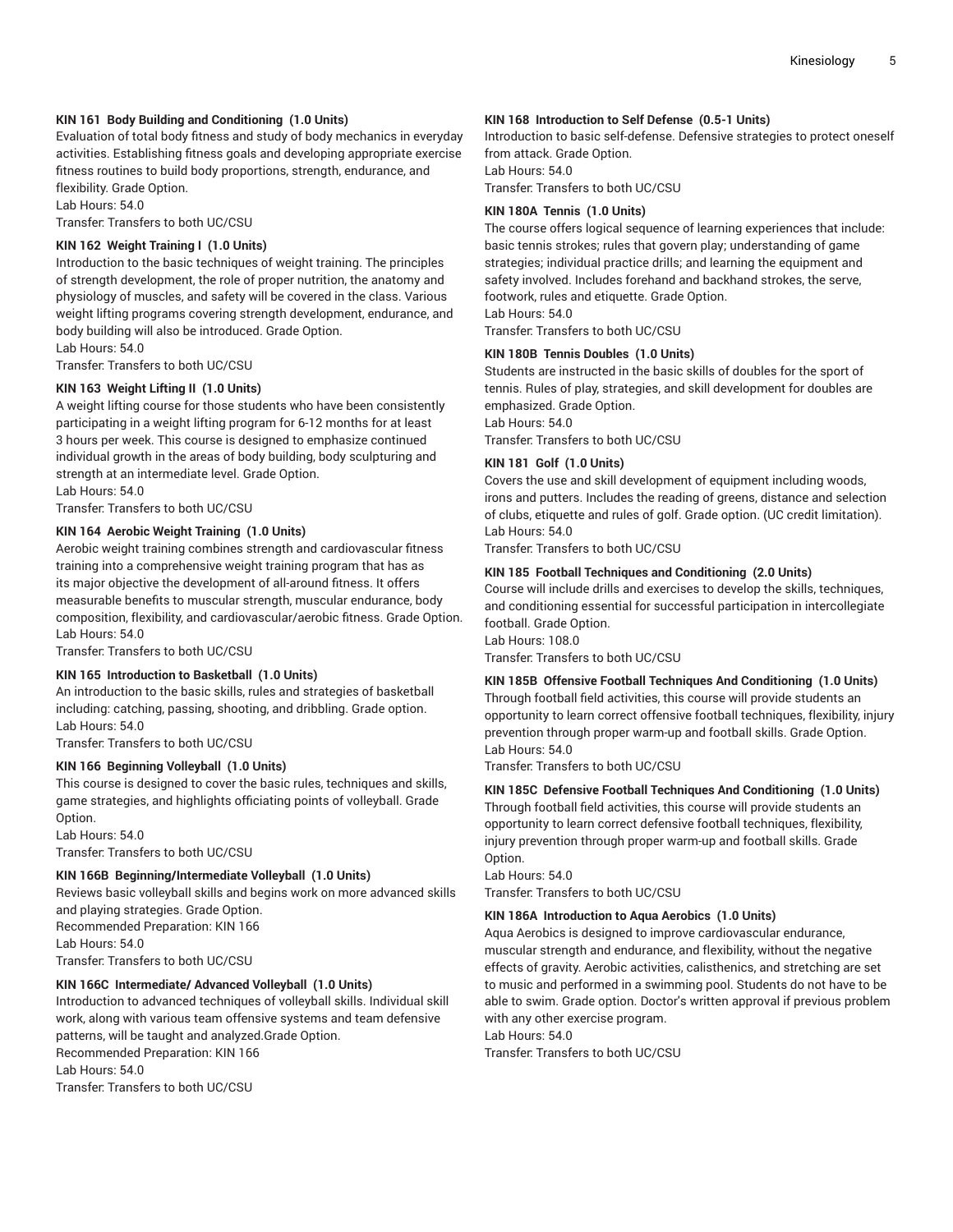**KIN 161 Body Building and Conditioning (1.0 Units)**
Evaluation of total body fitness and study of body mechanics in everyday activities. Establishing fitness goals and developing appropriate exercise fitness routines to build body proportions, strength, endurance, and flexibility. Grade Option.
Lab Hours: 54.0
Transfer: Transfers to both UC/CSU

**KIN 162 Weight Training I (1.0 Units)**
Introduction to the basic techniques of weight training. The principles of strength development, the role of proper nutrition, the anatomy and physiology of muscles, and safety will be covered in the class. Various weight lifting programs covering strength development, endurance, and body building will also be introduced. Grade Option.
Lab Hours: 54.0
Transfer: Transfers to both UC/CSU

**KIN 163 Weight Lifting II (1.0 Units)**
A weight lifting course for those students who have been consistently participating in a weight lifting program for 6-12 months for at least 3 hours per week. This course is designed to emphasize continued individual growth in the areas of body building, body sculpturing and strength at an intermediate level. Grade Option.
Lab Hours: 54.0
Transfer: Transfers to both UC/CSU

**KIN 164 Aerobic Weight Training (1.0 Units)**
Aerobic weight training combines strength and cardiovascular fitness training into a comprehensive weight training program that has as its major objective the development of all-around fitness. It offers measurable benefits to muscular strength, muscular endurance, body composition, flexibility, and cardiovascular/aerobic fitness. Grade Option.
Lab Hours: 54.0
Transfer: Transfers to both UC/CSU

**KIN 165 Introduction to Basketball (1.0 Units)**
An introduction to the basic skills, rules and strategies of basketball including: catching, passing, shooting, and dribbling. Grade option.
Lab Hours: 54.0
Transfer: Transfers to both UC/CSU

**KIN 166 Beginning Volleyball (1.0 Units)**
This course is designed to cover the basic rules, techniques and skills, game strategies, and highlights officiating points of volleyball. Grade Option.
Lab Hours: 54.0
Transfer: Transfers to both UC/CSU

**KIN 166B Beginning/Intermediate Volleyball (1.0 Units)**
Reviews basic volleyball skills and begins work on more advanced skills and playing strategies. Grade Option.
Recommended Preparation: KIN 166
Lab Hours: 54.0
Transfer: Transfers to both UC/CSU

**KIN 166C Intermediate/ Advanced Volleyball (1.0 Units)**
Introduction to advanced techniques of volleyball skills. Individual skill work, along with various team offensive systems and team defensive patterns, will be taught and analyzed.Grade Option.
Recommended Preparation: KIN 166
Lab Hours: 54.0
Transfer: Transfers to both UC/CSU

**KIN 168 Introduction to Self Defense (0.5-1 Units)**
Introduction to basic self-defense. Defensive strategies to protect oneself from attack. Grade Option.
Lab Hours: 54.0
Transfer: Transfers to both UC/CSU

**KIN 180A Tennis (1.0 Units)**
The course offers logical sequence of learning experiences that include: basic tennis strokes; rules that govern play; understanding of game strategies; individual practice drills; and learning the equipment and safety involved. Includes forehand and backhand strokes, the serve, footwork, rules and etiquette. Grade Option.
Lab Hours: 54.0
Transfer: Transfers to both UC/CSU

**KIN 180B Tennis Doubles (1.0 Units)**
Students are instructed in the basic skills of doubles for the sport of tennis. Rules of play, strategies, and skill development for doubles are emphasized. Grade Option.
Lab Hours: 54.0
Transfer: Transfers to both UC/CSU

**KIN 181 Golf (1.0 Units)**
Covers the use and skill development of equipment including woods, irons and putters. Includes the reading of greens, distance and selection of clubs, etiquette and rules of golf. Grade option. (UC credit limitation).
Lab Hours: 54.0
Transfer: Transfers to both UC/CSU

**KIN 185 Football Techniques and Conditioning (2.0 Units)**
Course will include drills and exercises to develop the skills, techniques, and conditioning essential for successful participation in intercollegiate football. Grade Option.
Lab Hours: 108.0
Transfer: Transfers to both UC/CSU

**KIN 185B Offensive Football Techniques And Conditioning (1.0 Units)**
Through football field activities, this course will provide students an opportunity to learn correct offensive football techniques, flexibility, injury prevention through proper warm-up and football skills. Grade Option.
Lab Hours: 54.0
Transfer: Transfers to both UC/CSU

**KIN 185C Defensive Football Techniques And Conditioning (1.0 Units)**
Through football field activities, this course will provide students an opportunity to learn correct defensive football techniques, flexibility, injury prevention through proper warm-up and football skills. Grade Option.
Lab Hours: 54.0
Transfer: Transfers to both UC/CSU

**KIN 186A Introduction to Aqua Aerobics (1.0 Units)**
Aqua Aerobics is designed to improve cardiovascular endurance, muscular strength and endurance, and flexibility, without the negative effects of gravity. Aerobic activities, calisthenics, and stretching are set to music and performed in a swimming pool. Students do not have to be able to swim. Grade option. Doctor's written approval if previous problem with any other exercise program.
Lab Hours: 54.0
Transfer: Transfers to both UC/CSU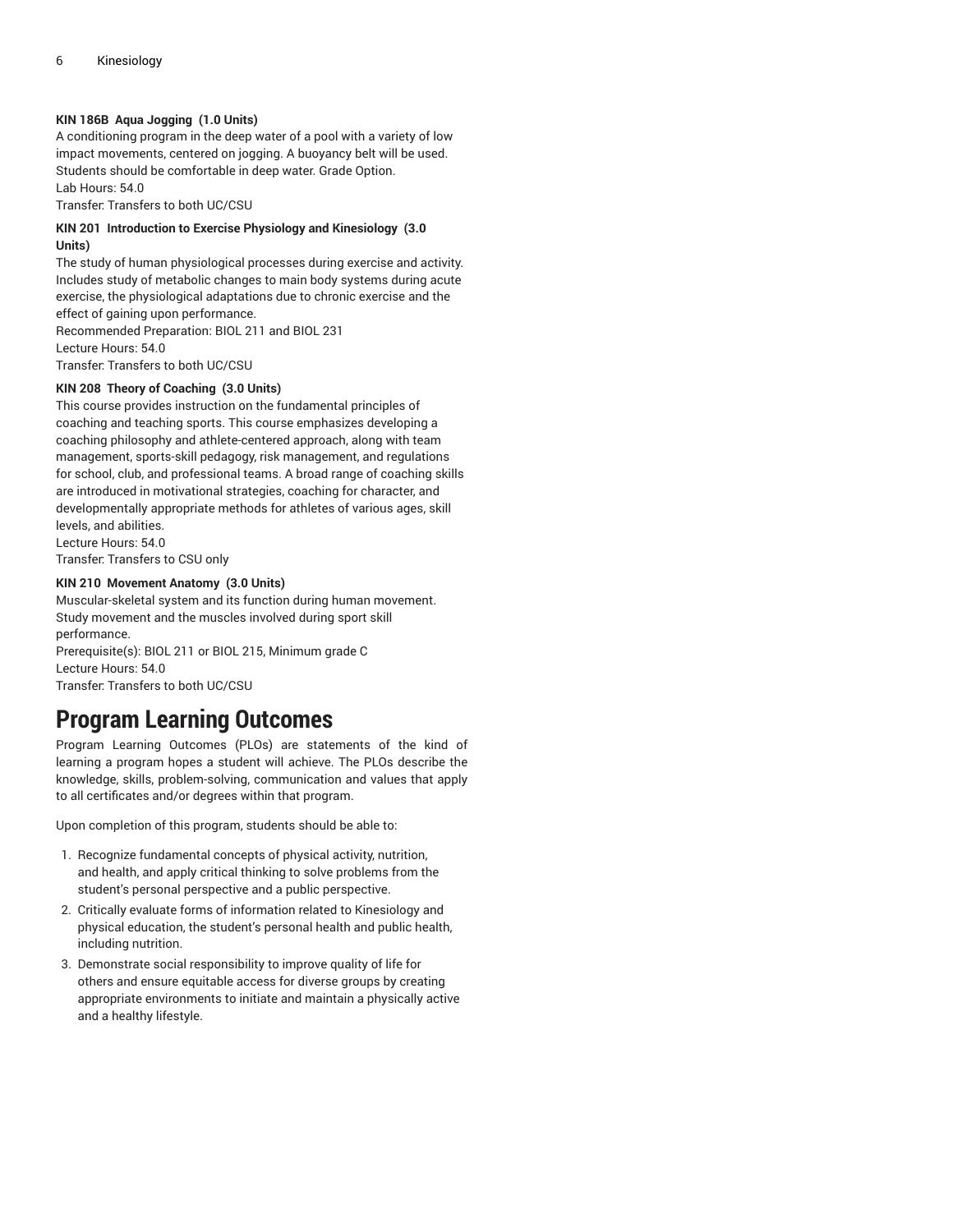**KIN 186B Aqua Jogging (1.0 Units)**
A conditioning program in the deep water of a pool with a variety of low impact movements, centered on jogging. A buoyancy belt will be used. Students should be comfortable in deep water. Grade Option.
Lab Hours: 54.0
Transfer: Transfers to both UC/CSU

**KIN 201 Introduction to Exercise Physiology and Kinesiology (3.0 Units)**
The study of human physiological processes during exercise and activity. Includes study of metabolic changes to main body systems during acute exercise, the physiological adaptations due to chronic exercise and the effect of gaining upon performance.
Recommended Preparation: BIOL 211 and BIOL 231
Lecture Hours: 54.0
Transfer: Transfers to both UC/CSU

**KIN 208 Theory of Coaching (3.0 Units)**
This course provides instruction on the fundamental principles of coaching and teaching sports. This course emphasizes developing a coaching philosophy and athlete-centered approach, along with team management, sports-skill pedagogy, risk management, and regulations for school, club, and professional teams. A broad range of coaching skills are introduced in motivational strategies, coaching for character, and developmentally appropriate methods for athletes of various ages, skill levels, and abilities.
Lecture Hours: 54.0
Transfer: Transfers to CSU only

**KIN 210 Movement Anatomy (3.0 Units)**
Muscular-skeletal system and its function during human movement. Study movement and the muscles involved during sport skill performance.
Prerequisite(s): BIOL 211 or BIOL 215, Minimum grade C
Lecture Hours: 54.0
Transfer: Transfers to both UC/CSU

# Program Learning Outcomes

Program Learning Outcomes (PLOs) are statements of the kind of learning a program hopes a student will achieve. The PLOs describe the knowledge, skills, problem-solving, communication and values that apply to all certificates and/or degrees within that program.

Upon completion of this program, students should be able to:

1. Recognize fundamental concepts of physical activity, nutrition, and health, and apply critical thinking to solve problems from the student's personal perspective and a public perspective.
2. Critically evaluate forms of information related to Kinesiology and physical education, the student's personal health and public health, including nutrition.
3. Demonstrate social responsibility to improve quality of life for others and ensure equitable access for diverse groups by creating appropriate environments to initiate and maintain a physically active and a healthy lifestyle.